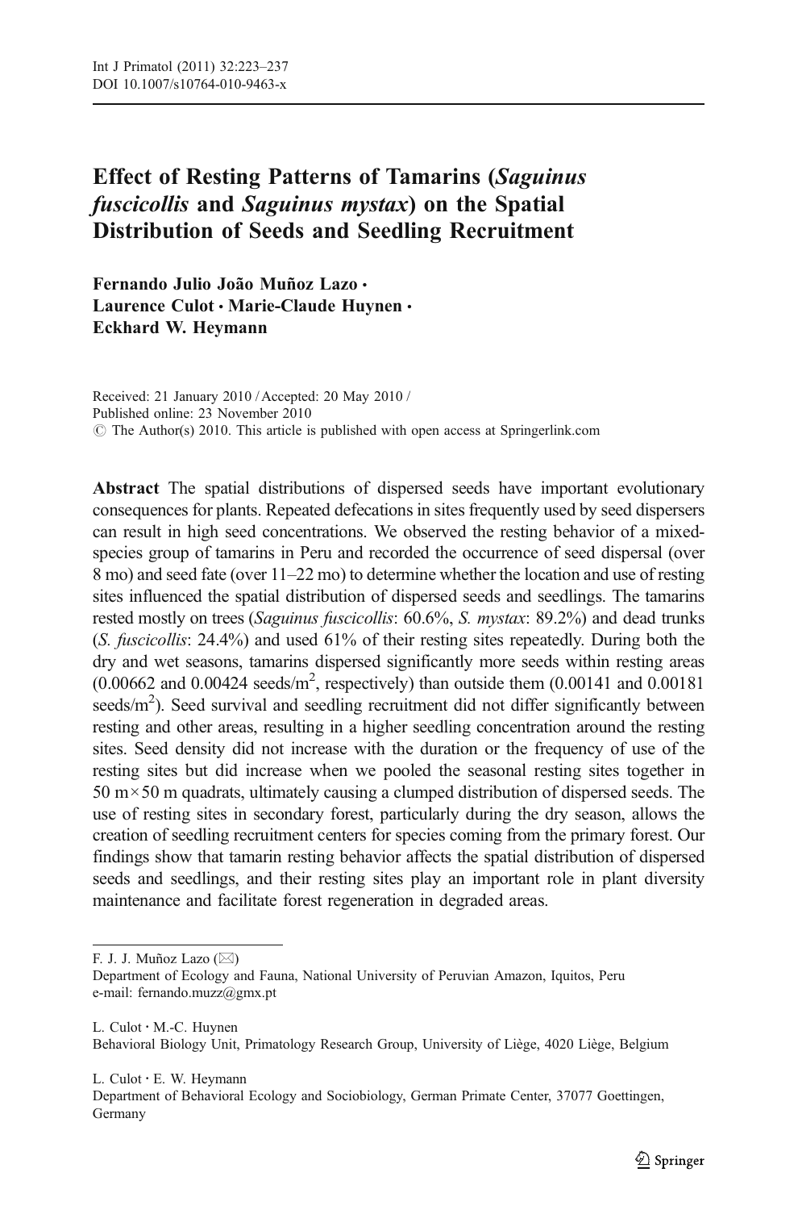# Effect of Resting Patterns of Tamarins (*Saguinus fuscicollis* and *Saguinus mystax*) on the Spatial Distribution of Seeds and Seedling Recruitment

**Fernando Julio João Muñoz Lazo · Laurence Culot · Marie-Claude Huynen · Eckhard W. Heymann**

Received: 21 January 2010 / Accepted: 20 May 2010 /
Published online: 23 November 2010
© The Author(s) 2010. This article is published with open access at Springerlink.com

**Abstract** The spatial distributions of dispersed seeds have important evolutionary consequences for plants. Repeated defecations in sites frequently used by seed dispersers can result in high seed concentrations. We observed the resting behavior of a mixed-species group of tamarins in Peru and recorded the occurrence of seed dispersal (over 8 mo) and seed fate (over 11–22 mo) to determine whether the location and use of resting sites influenced the spatial distribution of dispersed seeds and seedlings. The tamarins rested mostly on trees (*Saguinus fuscicollis*: 60.6%, *S. mystax*: 89.2%) and dead trunks (*S. fuscicollis*: 24.4%) and used 61% of their resting sites repeatedly. During both the dry and wet seasons, tamarins dispersed significantly more seeds within resting areas (0.00662 and 0.00424 seeds/m$^2$, respectively) than outside them (0.00141 and 0.00181 seeds/m$^2$). Seed survival and seedling recruitment did not differ significantly between resting and other areas, resulting in a higher seedling concentration around the resting sites. Seed density did not increase with the duration or the frequency of use of the resting sites but did increase when we pooled the seasonal resting sites together in 50 m × 50 m quadrats, ultimately causing a clumped distribution of dispersed seeds. The use of resting sites in secondary forest, particularly during the dry season, allows the creation of seedling recruitment centers for species coming from the primary forest. Our findings show that tamarin resting behavior affects the spatial distribution of dispersed seeds and seedlings, and their resting sites play an important role in plant diversity maintenance and facilitate forest regeneration in degraded areas.

---

F. J. J. Muñoz Lazo (✉)
Department of Ecology and Fauna, National University of Peruvian Amazon, Iquitos, Peru
e-mail: fernando.muzz@gmx.pt

L. Culot · M.-C. Huynen
Behavioral Biology Unit, Primatology Research Group, University of Liège, 4020 Liège, Belgium

L. Culot · E. W. Heymann
Department of Behavioral Ecology and Sociobiology, German Primate Center, 37077 Goettingen, Germany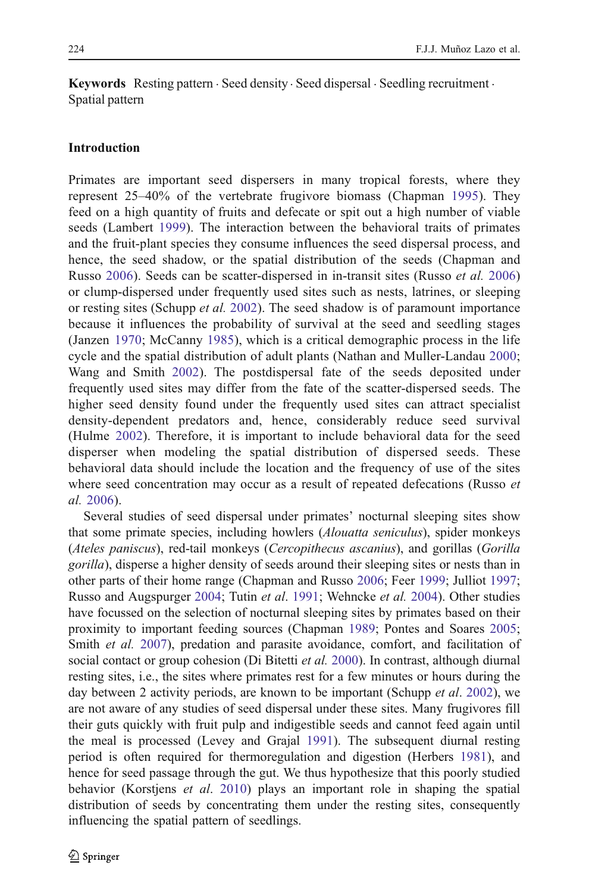**Keywords** Resting pattern · Seed density · Seed dispersal · Seedling recruitment · Spatial pattern

## Introduction

Primates are important seed dispersers in many tropical forests, where they represent 25–40% of the vertebrate frugivore biomass (Chapman 1995). They feed on a high quantity of fruits and defecate or spit out a high number of viable seeds (Lambert 1999). The interaction between the behavioral traits of primates and the fruit-plant species they consume influences the seed dispersal process, and hence, the seed shadow, or the spatial distribution of the seeds (Chapman and Russo 2006). Seeds can be scatter-dispersed in in-transit sites (Russo *et al.* 2006) or clump-dispersed under frequently used sites such as nests, latrines, or sleeping or resting sites (Schupp *et al.* 2002). The seed shadow is of paramount importance because it influences the probability of survival at the seed and seedling stages (Janzen 1970; McCanny 1985), which is a critical demographic process in the life cycle and the spatial distribution of adult plants (Nathan and Muller-Landau 2000; Wang and Smith 2002). The postdispersal fate of the seeds deposited under frequently used sites may differ from the fate of the scatter-dispersed seeds. The higher seed density found under the frequently used sites can attract specialist density-dependent predators and, hence, considerably reduce seed survival (Hulme 2002). Therefore, it is important to include behavioral data for the seed disperser when modeling the spatial distribution of dispersed seeds. These behavioral data should include the location and the frequency of use of the sites where seed concentration may occur as a result of repeated defecations (Russo *et al.* 2006).

Several studies of seed dispersal under primates' nocturnal sleeping sites show that some primate species, including howlers (*Alouatta seniculus*), spider monkeys (*Ateles paniscus*), red-tail monkeys (*Cercopithecus ascanius*), and gorillas (*Gorilla gorilla*), disperse a higher density of seeds around their sleeping sites or nests than in other parts of their home range (Chapman and Russo 2006; Feer 1999; Julliot 1997; Russo and Augspurger 2004; Tutin *et al*. 1991; Wehncke *et al.* 2004). Other studies have focussed on the selection of nocturnal sleeping sites by primates based on their proximity to important feeding sources (Chapman 1989; Pontes and Soares 2005; Smith *et al.* 2007), predation and parasite avoidance, comfort, and facilitation of social contact or group cohesion (Di Bitetti *et al.* 2000). In contrast, although diurnal resting sites, i.e., the sites where primates rest for a few minutes or hours during the day between 2 activity periods, are known to be important (Schupp *et al*. 2002), we are not aware of any studies of seed dispersal under these sites. Many frugivores fill their guts quickly with fruit pulp and indigestible seeds and cannot feed again until the meal is processed (Levey and Grajal 1991). The subsequent diurnal resting period is often required for thermoregulation and digestion (Herbers 1981), and hence for seed passage through the gut. We thus hypothesize that this poorly studied behavior (Korstjens *et al*. 2010) plays an important role in shaping the spatial distribution of seeds by concentrating them under the resting sites, consequently influencing the spatial pattern of seedlings.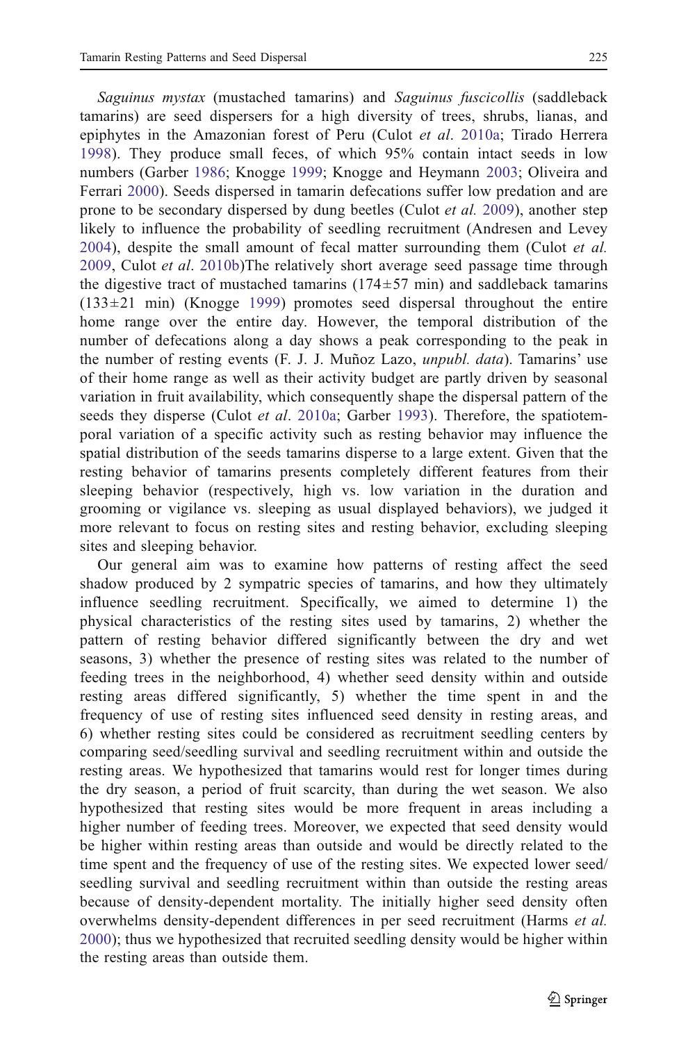*Saguinus mystax* (mustached tamarins) and *Saguinus fuscicollis* (saddleback tamarins) are seed dispersers for a high diversity of trees, shrubs, lianas, and epiphytes in the Amazonian forest of Peru (Culot *et al*. 2010a; Tirado Herrera 1998). They produce small feces, of which 95% contain intact seeds in low numbers (Garber 1986; Knogge 1999; Knogge and Heymann 2003; Oliveira and Ferrari 2000). Seeds dispersed in tamarin defecations suffer low predation and are prone to be secondary dispersed by dung beetles (Culot *et al.* 2009), another step likely to influence the probability of seedling recruitment (Andresen and Levey 2004), despite the small amount of fecal matter surrounding them (Culot *et al.* 2009, Culot *et al*. 2010b)The relatively short average seed passage time through the digestive tract of mustached tamarins (174±57 min) and saddleback tamarins (133±21 min) (Knogge 1999) promotes seed dispersal throughout the entire home range over the entire day. However, the temporal distribution of the number of defecations along a day shows a peak corresponding to the peak in the number of resting events (F. J. J. Muñoz Lazo, *unpubl. data*). Tamarins' use of their home range as well as their activity budget are partly driven by seasonal variation in fruit availability, which consequently shape the dispersal pattern of the seeds they disperse (Culot *et al*. 2010a; Garber 1993). Therefore, the spatiotemporal variation of a specific activity such as resting behavior may influence the spatial distribution of the seeds tamarins disperse to a large extent. Given that the resting behavior of tamarins presents completely different features from their sleeping behavior (respectively, high vs. low variation in the duration and grooming or vigilance vs. sleeping as usual displayed behaviors), we judged it more relevant to focus on resting sites and resting behavior, excluding sleeping sites and sleeping behavior.

Our general aim was to examine how patterns of resting affect the seed shadow produced by 2 sympatric species of tamarins, and how they ultimately influence seedling recruitment. Specifically, we aimed to determine 1) the physical characteristics of the resting sites used by tamarins, 2) whether the pattern of resting behavior differed significantly between the dry and wet seasons, 3) whether the presence of resting sites was related to the number of feeding trees in the neighborhood, 4) whether seed density within and outside resting areas differed significantly, 5) whether the time spent in and the frequency of use of resting sites influenced seed density in resting areas, and 6) whether resting sites could be considered as recruitment seedling centers by comparing seed/seedling survival and seedling recruitment within and outside the resting areas. We hypothesized that tamarins would rest for longer times during the dry season, a period of fruit scarcity, than during the wet season. We also hypothesized that resting sites would be more frequent in areas including a higher number of feeding trees. Moreover, we expected that seed density would be higher within resting areas than outside and would be directly related to the time spent and the frequency of use of the resting sites. We expected lower seed/seedling survival and seedling recruitment within than outside the resting areas because of density-dependent mortality. The initially higher seed density often overwhelms density-dependent differences in per seed recruitment (Harms *et al.* 2000); thus we hypothesized that recruited seedling density would be higher within the resting areas than outside them.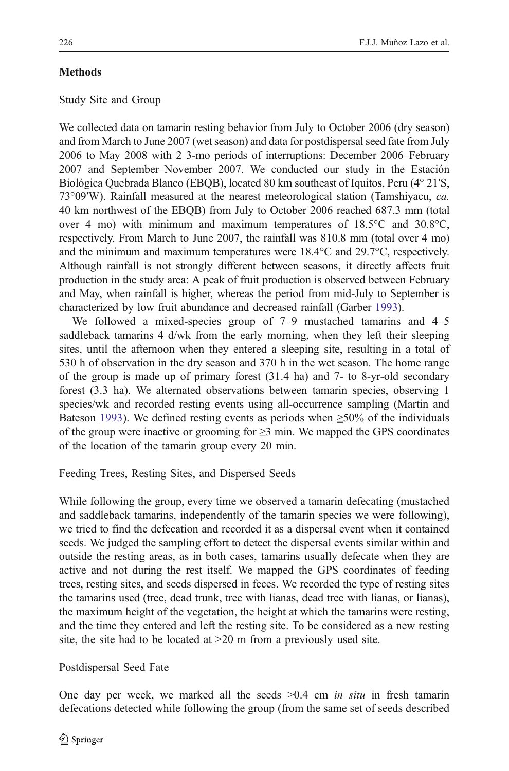## Methods

### Study Site and Group

We collected data on tamarin resting behavior from July to October 2006 (dry season) and from March to June 2007 (wet season) and data for postdispersal seed fate from July 2006 to May 2008 with 2 3-mo periods of interruptions: December 2006–February 2007 and September–November 2007. We conducted our study in the Estación Biológica Quebrada Blanco (EBQB), located 80 km southeast of Iquitos, Peru (4° 21′S, 73°09′W). Rainfall measured at the nearest meteorological station (Tamshiyacu, *ca.* 40 km northwest of the EBQB) from July to October 2006 reached 687.3 mm (total over 4 mo) with minimum and maximum temperatures of 18.5°C and 30.8°C, respectively. From March to June 2007, the rainfall was 810.8 mm (total over 4 mo) and the minimum and maximum temperatures were 18.4°C and 29.7°C, respectively. Although rainfall is not strongly different between seasons, it directly affects fruit production in the study area: A peak of fruit production is observed between February and May, when rainfall is higher, whereas the period from mid-July to September is characterized by low fruit abundance and decreased rainfall (Garber 1993).

We followed a mixed-species group of 7–9 mustached tamarins and 4–5 saddleback tamarins 4 d/wk from the early morning, when they left their sleeping sites, until the afternoon when they entered a sleeping site, resulting in a total of 530 h of observation in the dry season and 370 h in the wet season. The home range of the group is made up of primary forest (31.4 ha) and 7- to 8-yr-old secondary forest (3.3 ha). We alternated observations between tamarin species, observing 1 species/wk and recorded resting events using all-occurrence sampling (Martin and Bateson 1993). We defined resting events as periods when ≥50% of the individuals of the group were inactive or grooming for ≥3 min. We mapped the GPS coordinates of the location of the tamarin group every 20 min.

### Feeding Trees, Resting Sites, and Dispersed Seeds

While following the group, every time we observed a tamarin defecating (mustached and saddleback tamarins, independently of the tamarin species we were following), we tried to find the defecation and recorded it as a dispersal event when it contained seeds. We judged the sampling effort to detect the dispersal events similar within and outside the resting areas, as in both cases, tamarins usually defecate when they are active and not during the rest itself. We mapped the GPS coordinates of feeding trees, resting sites, and seeds dispersed in feces. We recorded the type of resting sites the tamarins used (tree, dead trunk, tree with lianas, dead tree with lianas, or lianas), the maximum height of the vegetation, the height at which the tamarins were resting, and the time they entered and left the resting site. To be considered as a new resting site, the site had to be located at >20 m from a previously used site.

### Postdispersal Seed Fate

One day per week, we marked all the seeds >0.4 cm *in situ* in fresh tamarin defecations detected while following the group (from the same set of seeds described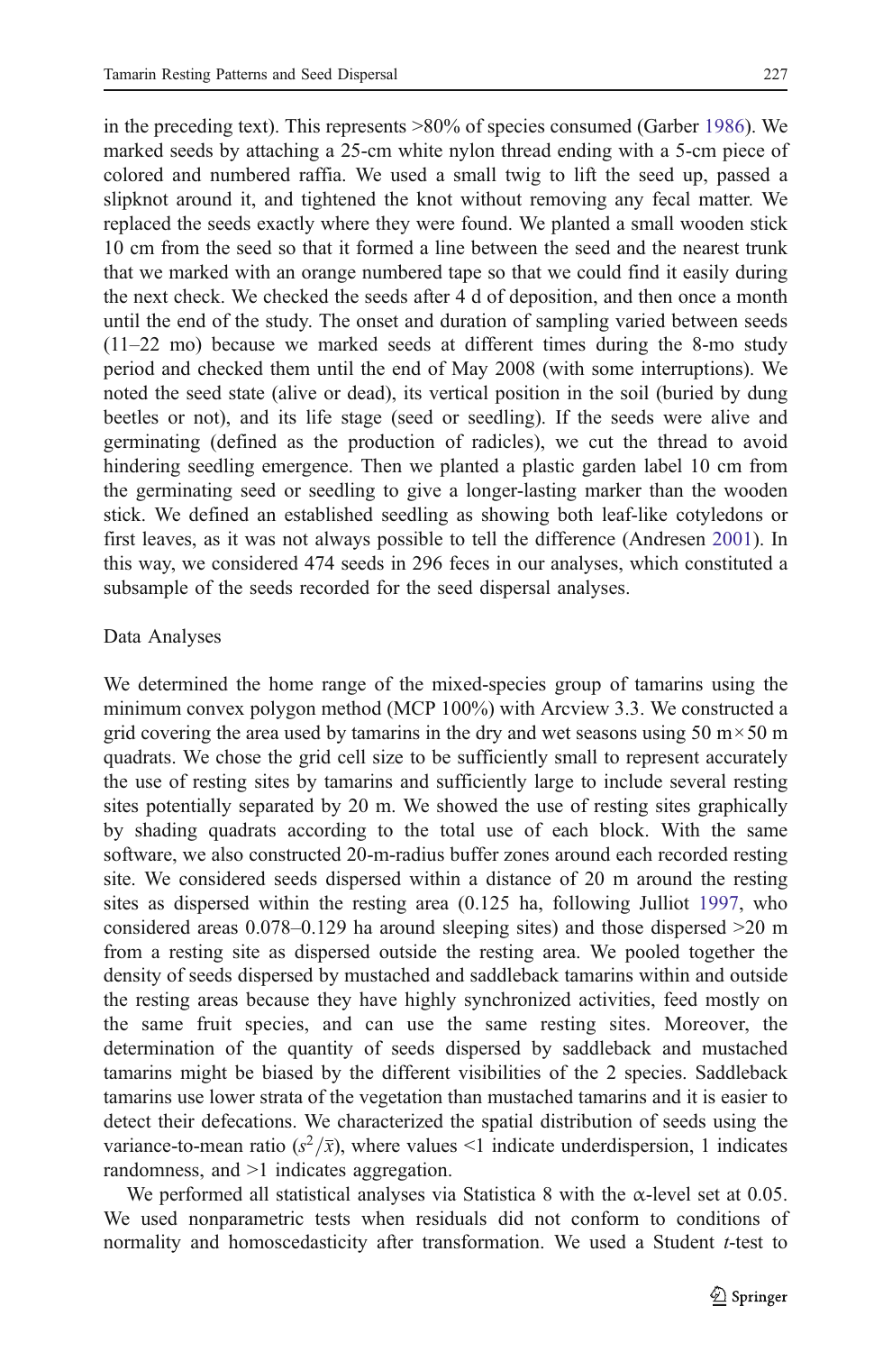in the preceding text). This represents >80% of species consumed (Garber 1986). We marked seeds by attaching a 25-cm white nylon thread ending with a 5-cm piece of colored and numbered raffia. We used a small twig to lift the seed up, passed a slipknot around it, and tightened the knot without removing any fecal matter. We replaced the seeds exactly where they were found. We planted a small wooden stick 10 cm from the seed so that it formed a line between the seed and the nearest trunk that we marked with an orange numbered tape so that we could find it easily during the next check. We checked the seeds after 4 d of deposition, and then once a month until the end of the study. The onset and duration of sampling varied between seeds (11–22 mo) because we marked seeds at different times during the 8-mo study period and checked them until the end of May 2008 (with some interruptions). We noted the seed state (alive or dead), its vertical position in the soil (buried by dung beetles or not), and its life stage (seed or seedling). If the seeds were alive and germinating (defined as the production of radicles), we cut the thread to avoid hindering seedling emergence. Then we planted a plastic garden label 10 cm from the germinating seed or seedling to give a longer-lasting marker than the wooden stick. We defined an established seedling as showing both leaf-like cotyledons or first leaves, as it was not always possible to tell the difference (Andresen 2001). In this way, we considered 474 seeds in 296 feces in our analyses, which constituted a subsample of the seeds recorded for the seed dispersal analyses.

## Data Analyses

We determined the home range of the mixed-species group of tamarins using the minimum convex polygon method (MCP 100%) with Arcview 3.3. We constructed a grid covering the area used by tamarins in the dry and wet seasons using 50 m × 50 m quadrats. We chose the grid cell size to be sufficiently small to represent accurately the use of resting sites by tamarins and sufficiently large to include several resting sites potentially separated by 20 m. We showed the use of resting sites graphically by shading quadrats according to the total use of each block. With the same software, we also constructed 20-m-radius buffer zones around each recorded resting site. We considered seeds dispersed within a distance of 20 m around the resting sites as dispersed within the resting area (0.125 ha, following Julliot 1997, who considered areas 0.078–0.129 ha around sleeping sites) and those dispersed >20 m from a resting site as dispersed outside the resting area. We pooled together the density of seeds dispersed by mustached and saddleback tamarins within and outside the resting areas because they have highly synchronized activities, feed mostly on the same fruit species, and can use the same resting sites. Moreover, the determination of the quantity of seeds dispersed by saddleback and mustached tamarins might be biased by the different visibilities of the 2 species. Saddleback tamarins use lower strata of the vegetation than mustached tamarins and it is easier to detect their defecations. We characterized the spatial distribution of seeds using the variance-to-mean ratio ($s^2/\bar{x}$), where values <1 indicate underdispersion, 1 indicates randomness, and >1 indicates aggregation.

We performed all statistical analyses via Statistica 8 with the $\alpha$-level set at 0.05. We used nonparametric tests when residuals did not conform to conditions of normality and homoscedasticity after transformation. We used a Student *t*-test to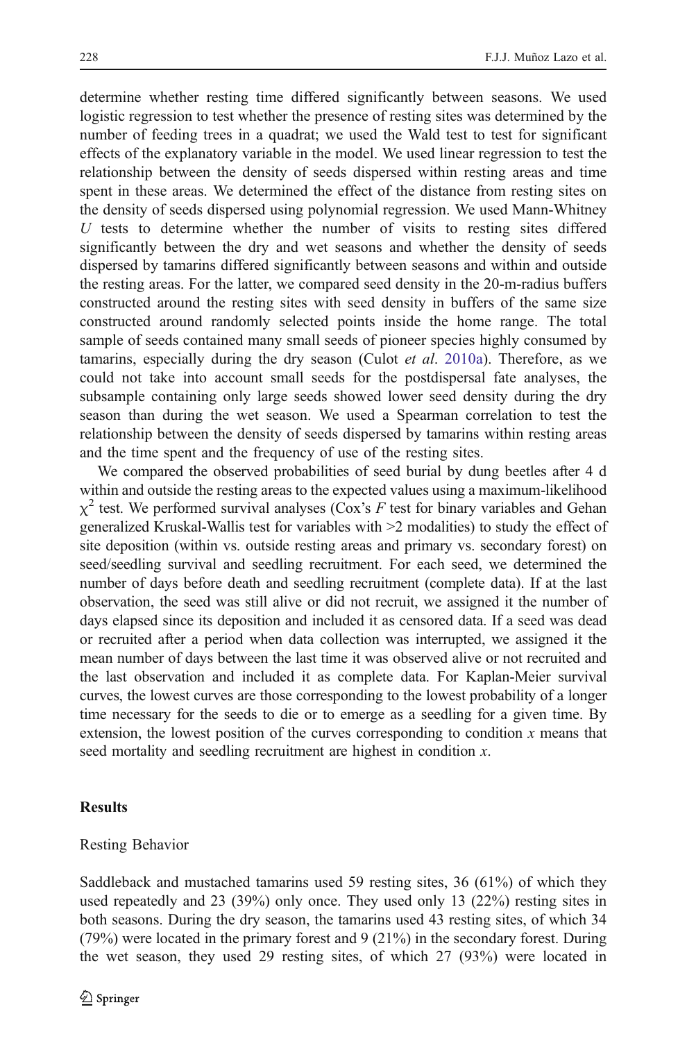determine whether resting time differed significantly between seasons. We used logistic regression to test whether the presence of resting sites was determined by the number of feeding trees in a quadrat; we used the Wald test to test for significant effects of the explanatory variable in the model. We used linear regression to test the relationship between the density of seeds dispersed within resting areas and time spent in these areas. We determined the effect of the distance from resting sites on the density of seeds dispersed using polynomial regression. We used Mann-Whitney *U* tests to determine whether the number of visits to resting sites differed significantly between the dry and wet seasons and whether the density of seeds dispersed by tamarins differed significantly between seasons and within and outside the resting areas. For the latter, we compared seed density in the 20-m-radius buffers constructed around the resting sites with seed density in buffers of the same size constructed around randomly selected points inside the home range. The total sample of seeds contained many small seeds of pioneer species highly consumed by tamarins, especially during the dry season (Culot *et al*. 2010a). Therefore, as we could not take into account small seeds for the postdispersal fate analyses, the subsample containing only large seeds showed lower seed density during the dry season than during the wet season. We used a Spearman correlation to test the relationship between the density of seeds dispersed by tamarins within resting areas and the time spent and the frequency of use of the resting sites.

We compared the observed probabilities of seed burial by dung beetles after 4 d within and outside the resting areas to the expected values using a maximum-likelihood $\chi^2$ test. We performed survival analyses (Cox's $F$ test for binary variables and Gehan generalized Kruskal-Wallis test for variables with >2 modalities) to study the effect of site deposition (within vs. outside resting areas and primary vs. secondary forest) on seed/seedling survival and seedling recruitment. For each seed, we determined the number of days before death and seedling recruitment (complete data). If at the last observation, the seed was still alive or did not recruit, we assigned it the number of days elapsed since its deposition and included it as censored data. If a seed was dead or recruited after a period when data collection was interrupted, we assigned it the mean number of days between the last time it was observed alive or not recruited and the last observation and included it as complete data. For Kaplan-Meier survival curves, the lowest curves are those corresponding to the lowest probability of a longer time necessary for the seeds to die or to emerge as a seedling for a given time. By extension, the lowest position of the curves corresponding to condition $x$ means that seed mortality and seedling recruitment are highest in condition $x$.

## Results

### Resting Behavior

Saddleback and mustached tamarins used 59 resting sites, 36 (61%) of which they used repeatedly and 23 (39%) only once. They used only 13 (22%) resting sites in both seasons. During the dry season, the tamarins used 43 resting sites, of which 34 (79%) were located in the primary forest and 9 (21%) in the secondary forest. During the wet season, they used 29 resting sites, of which 27 (93%) were located in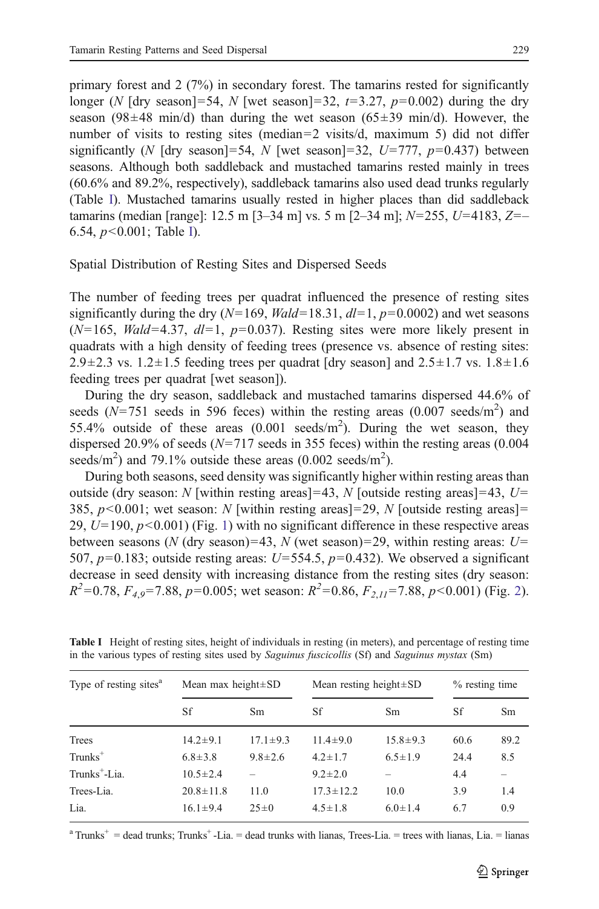primary forest and 2 (7%) in secondary forest. The tamarins rested for significantly longer (*N* [dry season]=54, *N* [wet season]=32, $t=3.27$, $p=0.002$) during the dry season (98±48 min/d) than during the wet season (65±39 min/d). However, the number of visits to resting sites (median=2 visits/d, maximum 5) did not differ significantly (*N* [dry season]=54, *N* [wet season]=32, $U=777$, $p=0.437$) between seasons. Although both saddleback and mustached tamarins rested mainly in trees (60.6% and 89.2%, respectively), saddleback tamarins also used dead trunks regularly (Table I). Mustached tamarins usually rested in higher places than did saddleback tamarins (median [range]: 12.5 m [3–34 m] vs. 5 m [2–34 m]; $N=255$, $U=4183$, $Z=-6.54$, $p<0.001$; Table I).

## Spatial Distribution of Resting Sites and Dispersed Seeds

The number of feeding trees per quadrat influenced the presence of resting sites significantly during the dry ($N=169$, $Wald=18.31$, $dl=1$, $p=0.0002$) and wet seasons ($N=165$, $Wald=4.37$, $dl=1$, $p=0.037$). Resting sites were more likely present in quadrats with a high density of feeding trees (presence vs. absence of resting sites: 2.9±2.3 vs. 1.2±1.5 feeding trees per quadrat [dry season] and 2.5±1.7 vs. 1.8±1.6 feeding trees per quadrat [wet season]).

During the dry season, saddleback and mustached tamarins dispersed 44.6% of seeds ($N=751$ seeds in 596 feces) within the resting areas (0.007 seeds/$m^2$) and 55.4% outside of these areas (0.001 seeds/$m^2$). During the wet season, they dispersed 20.9% of seeds ($N=717$ seeds in 355 feces) within the resting areas (0.004 seeds/$m^2$) and 79.1% outside these areas (0.002 seeds/$m^2$).

During both seasons, seed density was significantly higher within resting areas than outside (dry season: *N* [within resting areas]=43, *N* [outside resting areas]=43, $U=385$, $p<0.001$; wet season: *N* [within resting areas]=29, *N* [outside resting areas]=29, $U=190$, $p<0.001$) (Fig. 1) with no significant difference in these respective areas between seasons (*N* (dry season)=43, *N* (wet season)=29, within resting areas: $U=507$, $p=0.183$; outside resting areas: $U=554.5$, $p=0.432$). We observed a significant decrease in seed density with increasing distance from the resting sites (dry season: $R^2=0.78$, $F_{4,9}=7.88$, $p=0.005$; wet season: $R^2=0.86$, $F_{2,11}=7.88$, $p<0.001$) (Fig. 2).

**Table I** Height of resting sites, height of individuals in resting (in meters), and percentage of resting time in the various types of resting sites used by *Saguinus fuscicollis* (Sf) and *Saguinus mystax* (Sm)

| Type of resting sites[a] | Mean max height±SD | | Mean resting height±SD | | % resting time | |
|---|---|---|---|---|---|---|
| | Sf | Sm | Sf | Sm | Sf | Sm |
| Trees | 14.2±9.1 | 17.1±9.3 | 11.4±9.0 | 15.8±9.3 | 60.6 | 89.2 |
| Trunks$^+$ | 6.8±3.8 | 9.8±2.6 | 4.2±1.7 | 6.5±1.9 | 24.4 | 8.5 |
| Trunks$^+$-Lia. | 10.5±2.4 | – | 9.2±2.0 | – | 4.4 | – |
| Trees-Lia. | 20.8±11.8 | 11.0 | 17.3±12.2 | 10.0 | 3.9 | 1.4 |
| Lia. | 16.1±9.4 | 25±0 | 4.5±1.8 | 6.0±1.4 | 6.7 | 0.9 |

[a] Trunks$^+$ = dead trunks; Trunks$^+$-Lia. = dead trunks with lianas, Trees-Lia. = trees with lianas, Lia. = lianas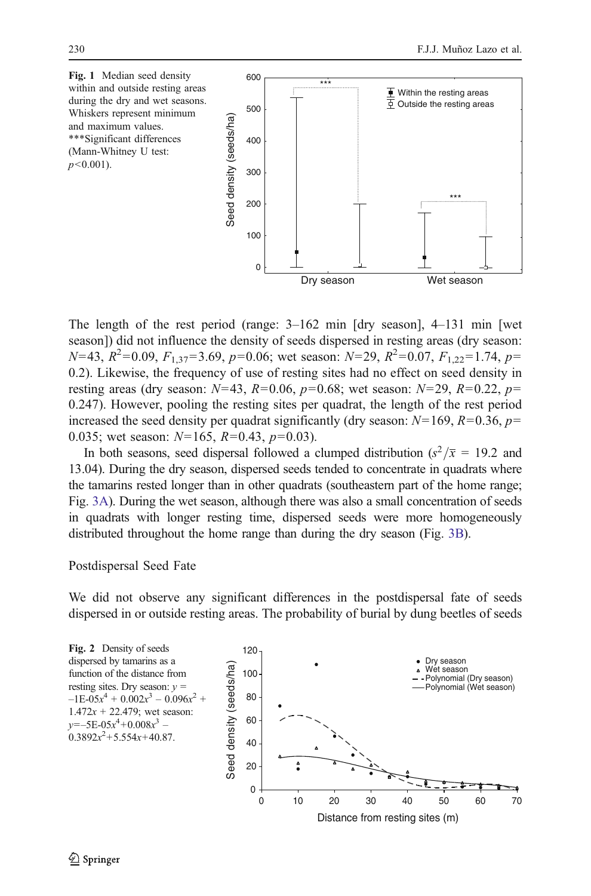**Fig. 1** Median seed density within and outside resting areas during the dry and wet seasons. Whiskers represent minimum and maximum values. ***Significant differences (Mann-Whitney U test: $p<0.001$).

The length of the rest period (range: 3–162 min [dry season], 4–131 min [wet season]) did not influence the density of seeds dispersed in resting areas (dry season: $N=43$, $R^2=0.09$, $F_{1,37}=3.69$, $p=0.06$; wet season: $N=29$, $R^2=0.07$, $F_{1,22}=1.74$, $p=0.2$). Likewise, the frequency of use of resting sites had no effect on seed density in resting areas (dry season: $N=43$, $R=0.06$, $p=0.68$; wet season: $N=29$, $R=0.22$, $p=0.247$). However, pooling the resting sites per quadrat, the length of the rest period increased the seed density per quadrat significantly (dry season: $N=169$, $R=0.36$, $p=0.035$; wet season: $N=165$, $R=0.43$, $p=0.03$).

In both seasons, seed dispersal followed a clumped distribution ($s^2/\bar{x}$ = 19.2 and 13.04). During the dry season, dispersed seeds tended to concentrate in quadrats where the tamarins rested longer than in other quadrats (southeastern part of the home range; Fig. 3A). During the wet season, although there was also a small concentration of seeds in quadrats with longer resting time, dispersed seeds were more homogeneously distributed throughout the home range than during the dry season (Fig. 3B).

## Postdispersal Seed Fate

We did not observe any significant differences in the postdispersal fate of seeds dispersed in or outside resting areas. The probability of burial by dung beetles of seeds

**Fig. 2** Density of seeds dispersed by tamarins as a function of the distance from resting sites. Dry season: $y = -1E\text{-}05x^4 + 0.002x^3 - 0.096x^2 + 1.472x + 22.479$; wet season: $y = -5E\text{-}05x^4 + 0.008x^3 - 0.3892x^2 + 5.554x + 40.87$.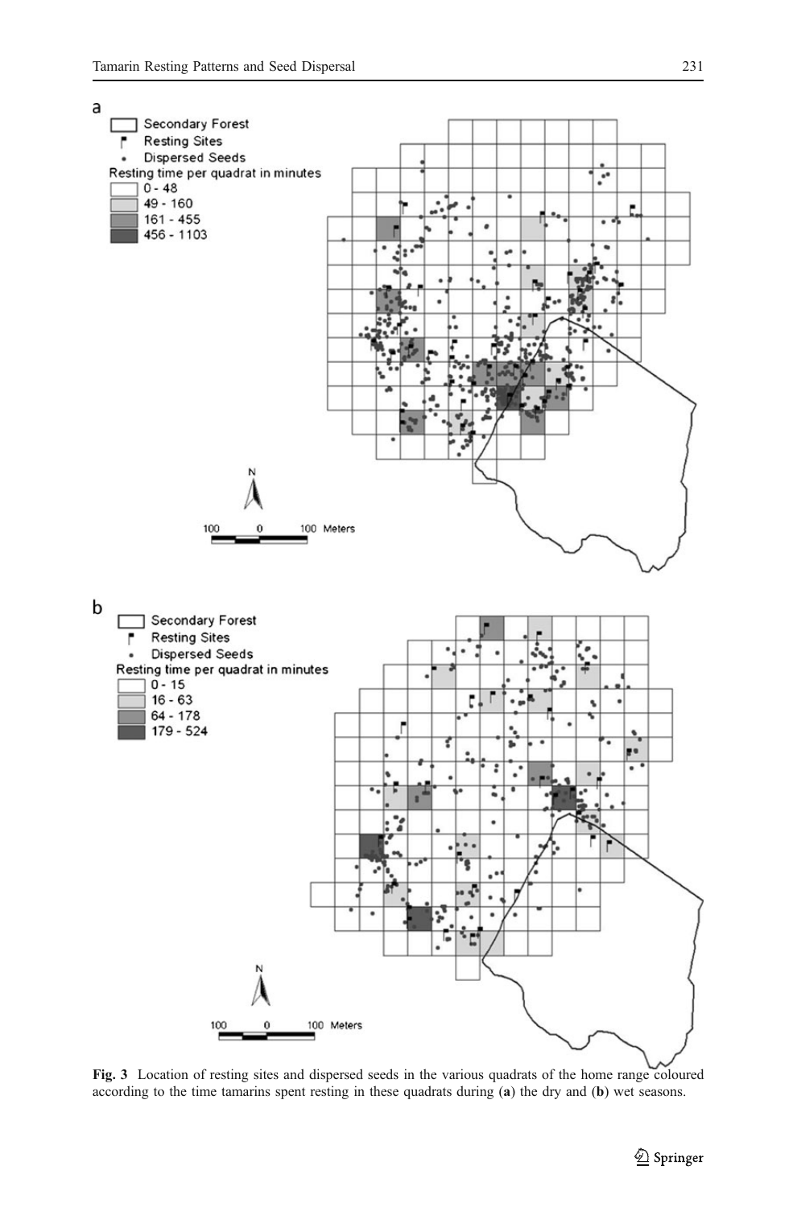**Fig. 3** Location of resting sites and dispersed seeds in the various quadrats of the home range coloured according to the time tamarins spent resting in these quadrats during (**a**) the dry and (**b**) wet seasons.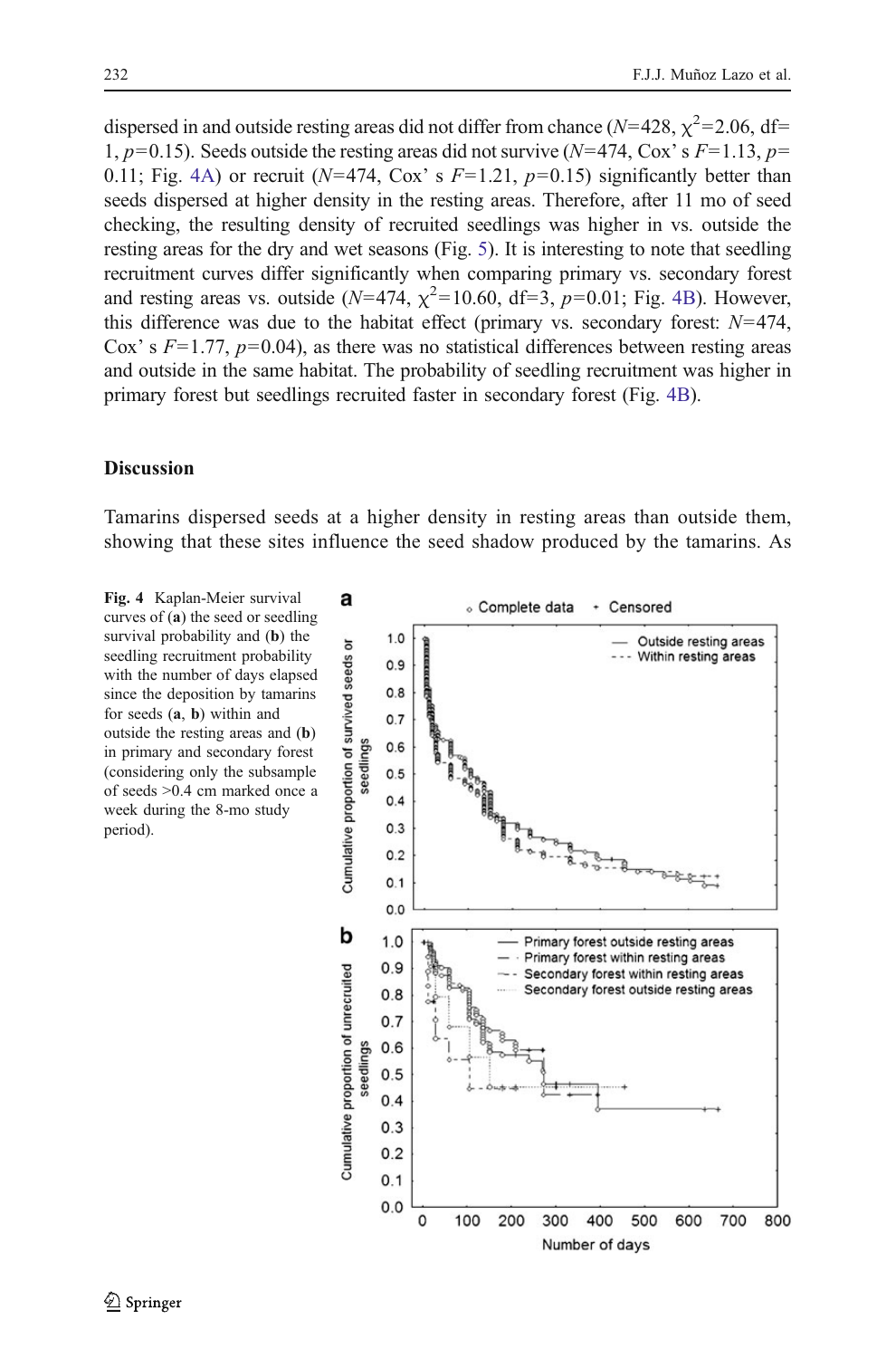dispersed in and outside resting areas did not differ from chance ($N$=428, $\chi^2$=2.06, df=1, $p$=0.15). Seeds outside the resting areas did not survive ($N$=474, Cox' s $F$=1.13, $p$=0.11; Fig. 4A) or recruit ($N$=474, Cox' s $F$=1.21, $p$=0.15) significantly better than seeds dispersed at higher density in the resting areas. Therefore, after 11 mo of seed checking, the resulting density of recruited seedlings was higher in vs. outside the resting areas for the dry and wet seasons (Fig. 5). It is interesting to note that seedling recruitment curves differ significantly when comparing primary vs. secondary forest and resting areas vs. outside ($N$=474, $\chi^2$=10.60, df=3, $p$=0.01; Fig. 4B). However, this difference was due to the habitat effect (primary vs. secondary forest: $N$=474, Cox' s $F$=1.77, $p$=0.04), as there was no statistical differences between resting areas and outside in the same habitat. The probability of seedling recruitment was higher in primary forest but seedlings recruited faster in secondary forest (Fig. 4B).

## Discussion

Tamarins dispersed seeds at a higher density in resting areas than outside them, showing that these sites influence the seed shadow produced by the tamarins. As

**Fig. 4** Kaplan-Meier survival curves of (**a**) the seed or seedling survival probability and (**b**) the seedling recruitment probability with the number of days elapsed since the deposition by tamarins for seeds (**a**, **b**) within and outside the resting areas and (**b**) in primary and secondary forest (considering only the subsample of seeds >0.4 cm marked once a week during the 8-mo study period).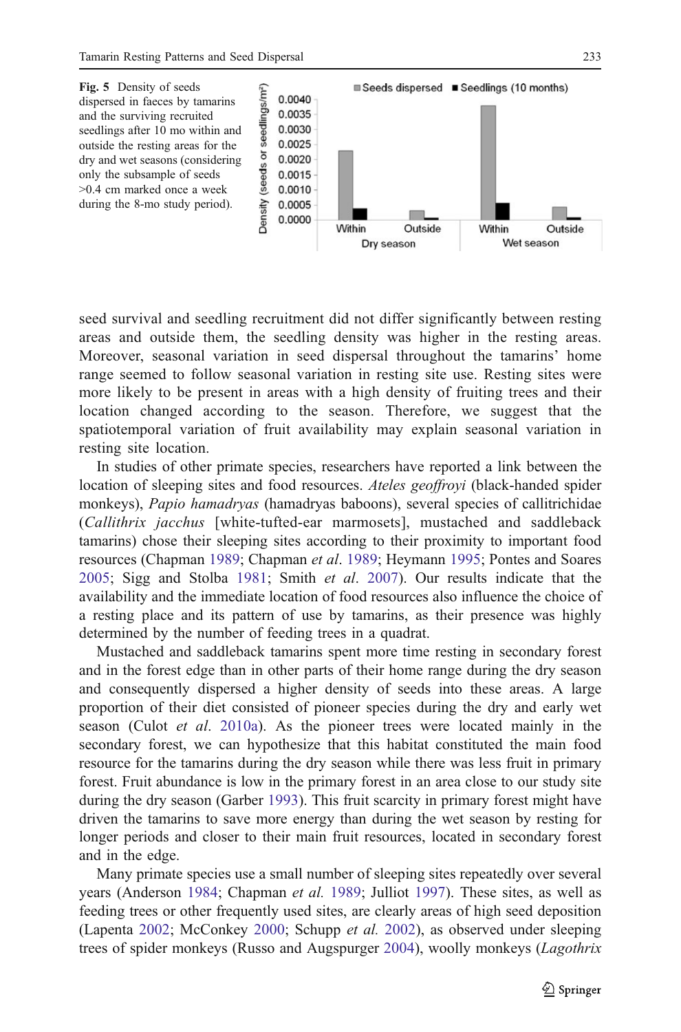**Fig. 5** Density of seeds dispersed in faeces by tamarins and the surviving recruited seedlings after 10 mo within and outside the resting areas for the dry and wet seasons (considering only the subsample of seeds >0.4 cm marked once a week during the 8-mo study period).

Seeds dispersed ■ Seedlings (10 months)

Density (seeds or seedlings/m²)

0.0040
0.0035
0.0030
0.0025
0.0020
0.0015
0.0010
0.0005
0.0000

Within Outside Within Outside

Dry season Wet season

seed survival and seedling recruitment did not differ significantly between resting areas and outside them, the seedling density was higher in the resting areas. Moreover, seasonal variation in seed dispersal throughout the tamarins' home range seemed to follow seasonal variation in resting site use. Resting sites were more likely to be present in areas with a high density of fruiting trees and their location changed according to the season. Therefore, we suggest that the spatiotemporal variation of fruit availability may explain seasonal variation in resting site location.

In studies of other primate species, researchers have reported a link between the location of sleeping sites and food resources. *Ateles geoffroyi* (black-handed spider monkeys), *Papio hamadryas* (hamadryas baboons), several species of callitrichidae (*Callithrix jacchus* [white-tufted-ear marmosets], mustached and saddleback tamarins) chose their sleeping sites according to their proximity to important food resources (Chapman 1989; Chapman *et al*. 1989; Heymann 1995; Pontes and Soares 2005; Sigg and Stolba 1981; Smith *et al*. 2007). Our results indicate that the availability and the immediate location of food resources also influence the choice of a resting place and its pattern of use by tamarins, as their presence was highly determined by the number of feeding trees in a quadrat.

Mustached and saddleback tamarins spent more time resting in secondary forest and in the forest edge than in other parts of their home range during the dry season and consequently dispersed a higher density of seeds into these areas. A large proportion of their diet consisted of pioneer species during the dry and early wet season (Culot *et al*. 2010a). As the pioneer trees were located mainly in the secondary forest, we can hypothesize that this habitat constituted the main food resource for the tamarins during the dry season while there was less fruit in primary forest. Fruit abundance is low in the primary forest in an area close to our study site during the dry season (Garber 1993). This fruit scarcity in primary forest might have driven the tamarins to save more energy than during the wet season by resting for longer periods and closer to their main fruit resources, located in secondary forest and in the edge.

Many primate species use a small number of sleeping sites repeatedly over several years (Anderson 1984; Chapman *et al.* 1989; Julliot 1997). These sites, as well as feeding trees or other frequently used sites, are clearly areas of high seed deposition (Lapenta 2002; McConkey 2000; Schupp *et al.* 2002), as observed under sleeping trees of spider monkeys (Russo and Augspurger 2004), woolly monkeys (*Lagothrix*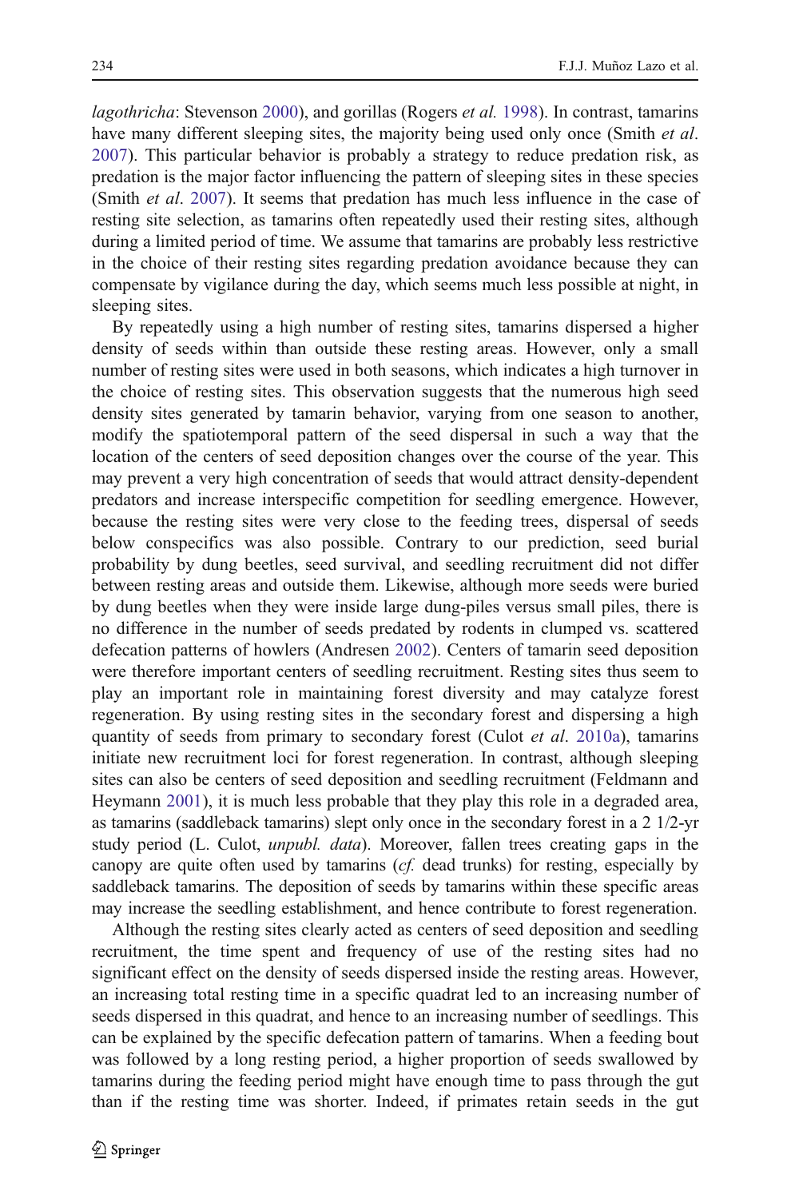*lagothricha*: Stevenson 2000), and gorillas (Rogers *et al.* 1998). In contrast, tamarins have many different sleeping sites, the majority being used only once (Smith *et al*. 2007). This particular behavior is probably a strategy to reduce predation risk, as predation is the major factor influencing the pattern of sleeping sites in these species (Smith *et al*. 2007). It seems that predation has much less influence in the case of resting site selection, as tamarins often repeatedly used their resting sites, although during a limited period of time. We assume that tamarins are probably less restrictive in the choice of their resting sites regarding predation avoidance because they can compensate by vigilance during the day, which seems much less possible at night, in sleeping sites.

By repeatedly using a high number of resting sites, tamarins dispersed a higher density of seeds within than outside these resting areas. However, only a small number of resting sites were used in both seasons, which indicates a high turnover in the choice of resting sites. This observation suggests that the numerous high seed density sites generated by tamarin behavior, varying from one season to another, modify the spatiotemporal pattern of the seed dispersal in such a way that the location of the centers of seed deposition changes over the course of the year. This may prevent a very high concentration of seeds that would attract density-dependent predators and increase interspecific competition for seedling emergence. However, because the resting sites were very close to the feeding trees, dispersal of seeds below conspecifics was also possible. Contrary to our prediction, seed burial probability by dung beetles, seed survival, and seedling recruitment did not differ between resting areas and outside them. Likewise, although more seeds were buried by dung beetles when they were inside large dung-piles versus small piles, there is no difference in the number of seeds predated by rodents in clumped vs. scattered defecation patterns of howlers (Andresen 2002). Centers of tamarin seed deposition were therefore important centers of seedling recruitment. Resting sites thus seem to play an important role in maintaining forest diversity and may catalyze forest regeneration. By using resting sites in the secondary forest and dispersing a high quantity of seeds from primary to secondary forest (Culot *et al*. 2010a), tamarins initiate new recruitment loci for forest regeneration. In contrast, although sleeping sites can also be centers of seed deposition and seedling recruitment (Feldmann and Heymann 2001), it is much less probable that they play this role in a degraded area, as tamarins (saddleback tamarins) slept only once in the secondary forest in a 2 1/2-yr study period (L. Culot, *unpubl. data*). Moreover, fallen trees creating gaps in the canopy are quite often used by tamarins (*cf.* dead trunks) for resting, especially by saddleback tamarins. The deposition of seeds by tamarins within these specific areas may increase the seedling establishment, and hence contribute to forest regeneration.

Although the resting sites clearly acted as centers of seed deposition and seedling recruitment, the time spent and frequency of use of the resting sites had no significant effect on the density of seeds dispersed inside the resting areas. However, an increasing total resting time in a specific quadrat led to an increasing number of seeds dispersed in this quadrat, and hence to an increasing number of seedlings. This can be explained by the specific defecation pattern of tamarins. When a feeding bout was followed by a long resting period, a higher proportion of seeds swallowed by tamarins during the feeding period might have enough time to pass through the gut than if the resting time was shorter. Indeed, if primates retain seeds in the gut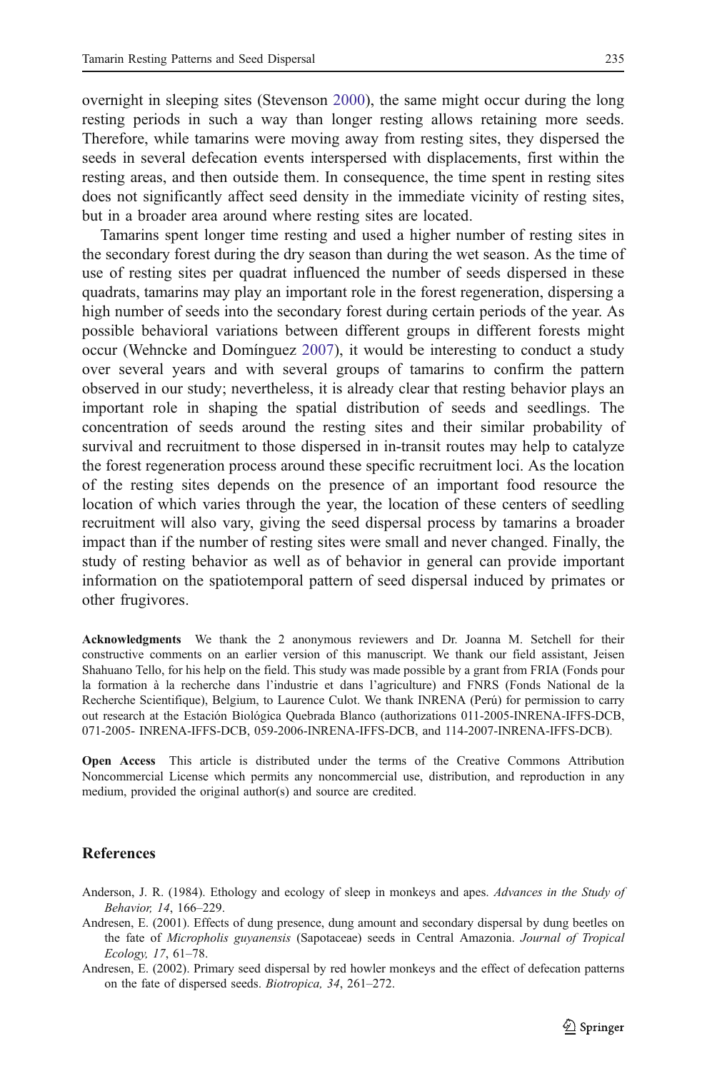overnight in sleeping sites (Stevenson 2000), the same might occur during the long resting periods in such a way than longer resting allows retaining more seeds. Therefore, while tamarins were moving away from resting sites, they dispersed the seeds in several defecation events interspersed with displacements, first within the resting areas, and then outside them. In consequence, the time spent in resting sites does not significantly affect seed density in the immediate vicinity of resting sites, but in a broader area around where resting sites are located.

Tamarins spent longer time resting and used a higher number of resting sites in the secondary forest during the dry season than during the wet season. As the time of use of resting sites per quadrat influenced the number of seeds dispersed in these quadrats, tamarins may play an important role in the forest regeneration, dispersing a high number of seeds into the secondary forest during certain periods of the year. As possible behavioral variations between different groups in different forests might occur (Wehncke and Domínguez 2007), it would be interesting to conduct a study over several years and with several groups of tamarins to confirm the pattern observed in our study; nevertheless, it is already clear that resting behavior plays an important role in shaping the spatial distribution of seeds and seedlings. The concentration of seeds around the resting sites and their similar probability of survival and recruitment to those dispersed in in-transit routes may help to catalyze the forest regeneration process around these specific recruitment loci. As the location of the resting sites depends on the presence of an important food resource the location of which varies through the year, the location of these centers of seedling recruitment will also vary, giving the seed dispersal process by tamarins a broader impact than if the number of resting sites were small and never changed. Finally, the study of resting behavior as well as of behavior in general can provide important information on the spatiotemporal pattern of seed dispersal induced by primates or other frugivores.

**Acknowledgments** We thank the 2 anonymous reviewers and Dr. Joanna M. Setchell for their constructive comments on an earlier version of this manuscript. We thank our field assistant, Jeisen Shahuano Tello, for his help on the field. This study was made possible by a grant from FRIA (Fonds pour la formation à la recherche dans l'industrie et dans l'agriculture) and FNRS (Fonds National de la Recherche Scientifique), Belgium, to Laurence Culot. We thank INRENA (Perú) for permission to carry out research at the Estación Biológica Quebrada Blanco (authorizations 011-2005-INRENA-IFFS-DCB, 071-2005- INRENA-IFFS-DCB, 059-2006-INRENA-IFFS-DCB, and 114-2007-INRENA-IFFS-DCB).

**Open Access** This article is distributed under the terms of the Creative Commons Attribution Noncommercial License which permits any noncommercial use, distribution, and reproduction in any medium, provided the original author(s) and source are credited.

## References

Anderson, J. R. (1984). Ethology and ecology of sleep in monkeys and apes. *Advances in the Study of Behavior, 14*, 166–229.

Andresen, E. (2001). Effects of dung presence, dung amount and secondary dispersal by dung beetles on the fate of *Micropholis guyanensis* (Sapotaceae) seeds in Central Amazonia. *Journal of Tropical Ecology, 17*, 61–78.

Andresen, E. (2002). Primary seed dispersal by red howler monkeys and the effect of defecation patterns on the fate of dispersed seeds. *Biotropica, 34*, 261–272.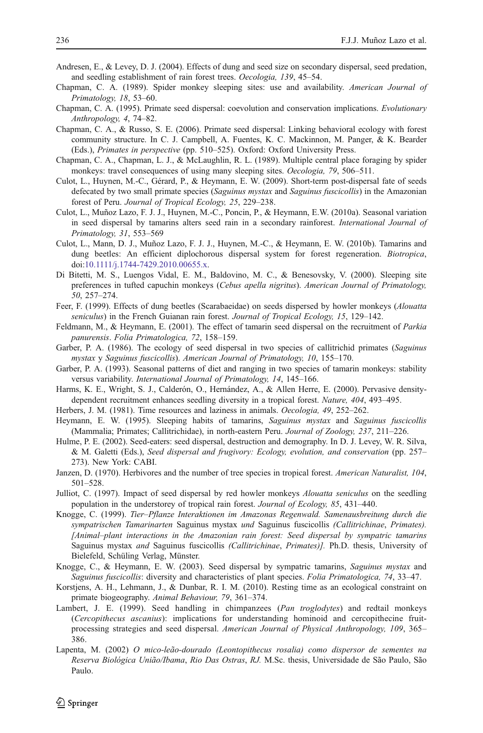Andresen, E., & Levey, D. J. (2004). Effects of dung and seed size on secondary dispersal, seed predation, and seedling establishment of rain forest trees. *Oecologia, 139*, 45–54.

Chapman, C. A. (1989). Spider monkey sleeping sites: use and availability. *American Journal of Primatology, 18*, 53–60.

Chapman, C. A. (1995). Primate seed dispersal: coevolution and conservation implications. *Evolutionary Anthropology, 4*, 74–82.

Chapman, C. A., & Russo, S. E. (2006). Primate seed dispersal: Linking behavioral ecology with forest community structure. In C. J. Campbell, A. Fuentes, K. C. Mackinnon, M. Panger, & K. Bearder (Eds.), *Primates in perspective* (pp. 510–525). Oxford: Oxford University Press.

Chapman, C. A., Chapman, L. J., & McLaughlin, R. L. (1989). Multiple central place foraging by spider monkeys: travel consequences of using many sleeping sites. *Oecologia, 79*, 506–511.

Culot, L., Huynen, M.-C., Gérard, P., & Heymann, E. W. (2009). Short-term post-dispersal fate of seeds defecated by two small primate species (*Saguinus mystax* and *Saguinus fuscicollis*) in the Amazonian forest of Peru. *Journal of Tropical Ecology, 25*, 229–238.

Culot, L., Muñoz Lazo, F. J. J., Huynen, M.-C., Poncin, P., & Heymann, E.W. (2010a). Seasonal variation in seed dispersal by tamarins alters seed rain in a secondary rainforest. *International Journal of Primatology, 31*, 553–569

Culot, L., Mann, D. J., Muñoz Lazo, F. J. J., Huynen, M.-C., & Heymann, E. W. (2010b). Tamarins and dung beetles: An efficient diplochorous dispersal system for forest regeneration. *Biotropica*, doi:10.1111/j.1744-7429.2010.00655.x.

Di Bitetti, M. S., Luengos Vidal, E. M., Baldovino, M. C., & Benesovsky, V. (2000). Sleeping site preferences in tufted capuchin monkeys (*Cebus apella nigritus*). *American Journal of Primatology, 50*, 257–274.

Feer, F. (1999). Effects of dung beetles (Scarabaeidae) on seeds dispersed by howler monkeys (*Alouatta seniculus*) in the French Guianan rain forest. *Journal of Tropical Ecology, 15*, 129–142.

Feldmann, M., & Heymann, E. (2001). The effect of tamarin seed dispersal on the recruitment of *Parkia panurensis*. *Folia Primatologica, 72*, 158–159.

Garber, P. A. (1986). The ecology of seed dispersal in two species of callitrichid primates (*Saguinus mystax* y *Saguinus fuscicollis*). *American Journal of Primatology, 10*, 155–170.

Garber, P. A. (1993). Seasonal patterns of diet and ranging in two species of tamarin monkeys: stability versus variability. *International Journal of Primatology, 14*, 145–166.

Harms, K. E., Wright, S. J., Calderón, O., Hernández, A., & Allen Herre, E. (2000). Pervasive density-dependent recruitment enhances seedling diversity in a tropical forest. *Nature, 404*, 493–495.

Herbers, J. M. (1981). Time resources and laziness in animals. *Oecologia, 49*, 252–262.

Heymann, E. W. (1995). Sleeping habits of tamarins, *Saguinus mystax* and *Saguinus fuscicollis* (Mammalia; Primates; Callitrichidae), in north-eastern Peru. *Journal of Zoology, 237*, 211–226.

Hulme, P. E. (2002). Seed-eaters: seed dispersal, destruction and demography. In D. J. Levey, W. R. Silva, & M. Galetti (Eds.), *Seed dispersal and frugivory: Ecology, evolution, and conservation* (pp. 257–273). New York: CABI.

Janzen, D. (1970). Herbivores and the number of tree species in tropical forest. *American Naturalist, 104*, 501–528.

Julliot, C. (1997). Impact of seed dispersal by red howler monkeys *Alouatta seniculus* on the seedling population in the understorey of tropical rain forest. *Journal of Ecology, 85*, 431–440.

Knogge, C. (1999). *Tier–Pflanze Interaktionen im Amazonas Regenwald. Samenausbreitung durch die sympatrischen Tamarinarten* Saguinus mystax *und* Saguinus fuscicollis *(Callitrichinae, Primates). [Animal–plant interactions in the Amazonian rain forest: Seed dispersal by sympatric tamarins* Saguinus mystax *and* Saguinus fuscicollis *(Callitrichinae, Primates)].* Ph.D. thesis, University of Bielefeld, Schüling Verlag, Münster.

Knogge, C., & Heymann, E. W. (2003). Seed dispersal by sympatric tamarins, *Saguinus mystax* and *Saguinus fuscicollis*: diversity and characteristics of plant species. *Folia Primatologica, 74*, 33–47.

Korstjens, A. H., Lehmann, J., & Dunbar, R. I. M. (2010). Resting time as an ecological constraint on primate biogeography. *Animal Behaviour, 79*, 361–374.

Lambert, J. E. (1999). Seed handling in chimpanzees (*Pan troglodytes*) and redtail monkeys (*Cercopithecus ascanius*): implications for understanding hominoid and cercopithecine fruit-processing strategies and seed dispersal. *American Journal of Physical Anthropology, 109*, 365–386.

Lapenta, M. (2002) *O mico-leão-dourado (Leontopithecus rosalia) como dispersor de sementes na Reserva Biológica União/Ibama, Rio Das Ostras, RJ.* M.Sc. thesis, Universidade de São Paulo, São Paulo.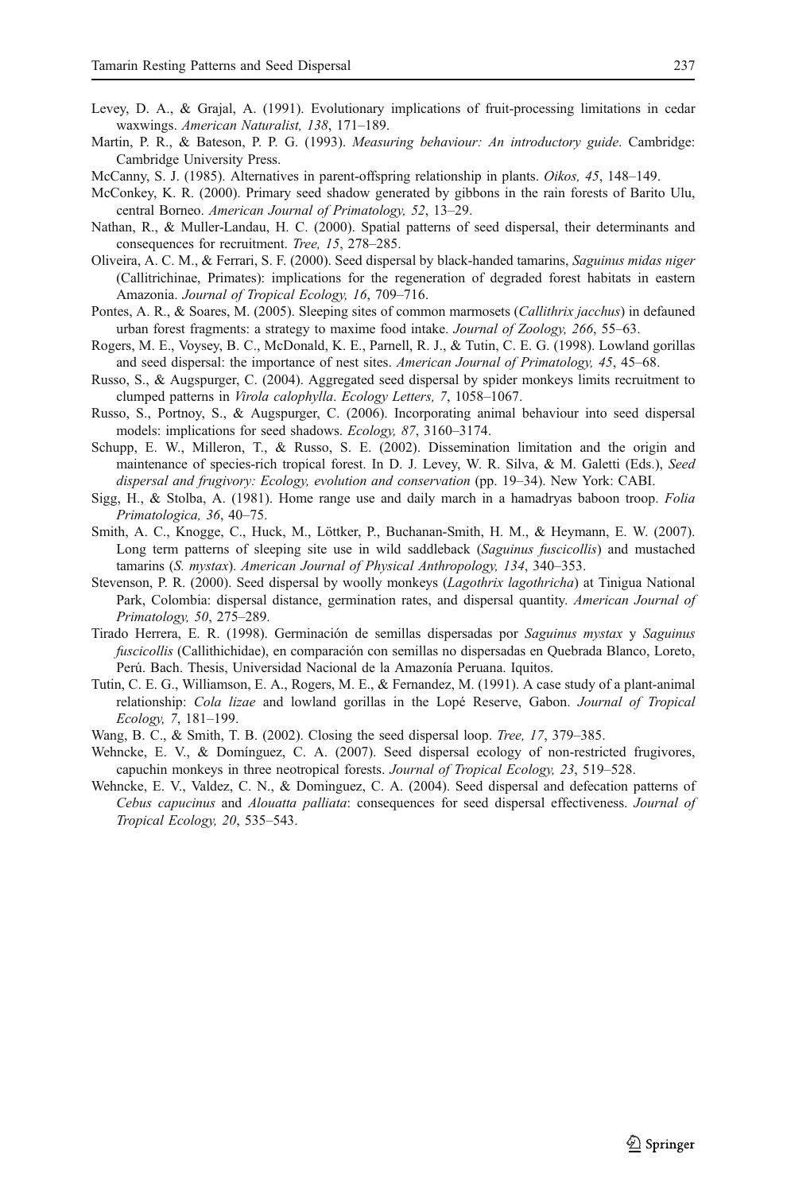Levey, D. A., & Grajal, A. (1991). Evolutionary implications of fruit-processing limitations in cedar waxwings. *American Naturalist, 138*, 171–189.

Martin, P. R., & Bateson, P. P. G. (1993). *Measuring behaviour: An introductory guide*. Cambridge: Cambridge University Press.

McCanny, S. J. (1985). Alternatives in parent-offspring relationship in plants. *Oikos, 45*, 148–149.

McConkey, K. R. (2000). Primary seed shadow generated by gibbons in the rain forests of Barito Ulu, central Borneo. *American Journal of Primatology, 52*, 13–29.

Nathan, R., & Muller-Landau, H. C. (2000). Spatial patterns of seed dispersal, their determinants and consequences for recruitment. *Tree, 15*, 278–285.

Oliveira, A. C. M., & Ferrari, S. F. (2000). Seed dispersal by black-handed tamarins, *Saguinus midas niger* (Callitrichinae, Primates): implications for the regeneration of degraded forest habitats in eastern Amazonia. *Journal of Tropical Ecology, 16*, 709–716.

Pontes, A. R., & Soares, M. (2005). Sleeping sites of common marmosets (*Callithrix jacchus*) in defauned urban forest fragments: a strategy to maxime food intake. *Journal of Zoology, 266*, 55–63.

Rogers, M. E., Voysey, B. C., McDonald, K. E., Parnell, R. J., & Tutin, C. E. G. (1998). Lowland gorillas and seed dispersal: the importance of nest sites. *American Journal of Primatology, 45*, 45–68.

Russo, S., & Augspurger, C. (2004). Aggregated seed dispersal by spider monkeys limits recruitment to clumped patterns in *Virola calophylla*. *Ecology Letters, 7*, 1058–1067.

Russo, S., Portnoy, S., & Augspurger, C. (2006). Incorporating animal behaviour into seed dispersal models: implications for seed shadows. *Ecology, 87*, 3160–3174.

Schupp, E. W., Milleron, T., & Russo, S. E. (2002). Dissemination limitation and the origin and maintenance of species-rich tropical forest. In D. J. Levey, W. R. Silva, & M. Galetti (Eds.), *Seed dispersal and frugivory: Ecology, evolution and conservation* (pp. 19–34). New York: CABI.

Sigg, H., & Stolba, A. (1981). Home range use and daily march in a hamadryas baboon troop. *Folia Primatologica, 36*, 40–75.

Smith, A. C., Knogge, C., Huck, M., Löttker, P., Buchanan-Smith, H. M., & Heymann, E. W. (2007). Long term patterns of sleeping site use in wild saddleback (*Saguinus fuscicollis*) and mustached tamarins (*S. mystax*). *American Journal of Physical Anthropology, 134*, 340–353.

Stevenson, P. R. (2000). Seed dispersal by woolly monkeys (*Lagothrix lagothricha*) at Tinigua National Park, Colombia: dispersal distance, germination rates, and dispersal quantity. *American Journal of Primatology, 50*, 275–289.

Tirado Herrera, E. R. (1998). Germinación de semillas dispersadas por *Saguinus mystax* y *Saguinus fuscicollis* (Callithichidae), en comparación con semillas no dispersadas en Quebrada Blanco, Loreto, Perú. Bach. Thesis, Universidad Nacional de la Amazonía Peruana. Iquitos.

Tutin, C. E. G., Williamson, E. A., Rogers, M. E., & Fernandez, M. (1991). A case study of a plant-animal relationship: *Cola lizae* and lowland gorillas in the Lopé Reserve, Gabon. *Journal of Tropical Ecology, 7*, 181–199.

Wang, B. C., & Smith, T. B. (2002). Closing the seed dispersal loop. *Tree, 17*, 379–385.

Wehncke, E. V., & Domínguez, C. A. (2007). Seed dispersal ecology of non-restricted frugivores, capuchin monkeys in three neotropical forests. *Journal of Tropical Ecology, 23*, 519–528.

Wehncke, E. V., Valdez, C. N., & Dominguez, C. A. (2004). Seed dispersal and defecation patterns of *Cebus capucinus* and *Alouatta palliata*: consequences for seed dispersal effectiveness. *Journal of Tropical Ecology, 20*, 535–543.